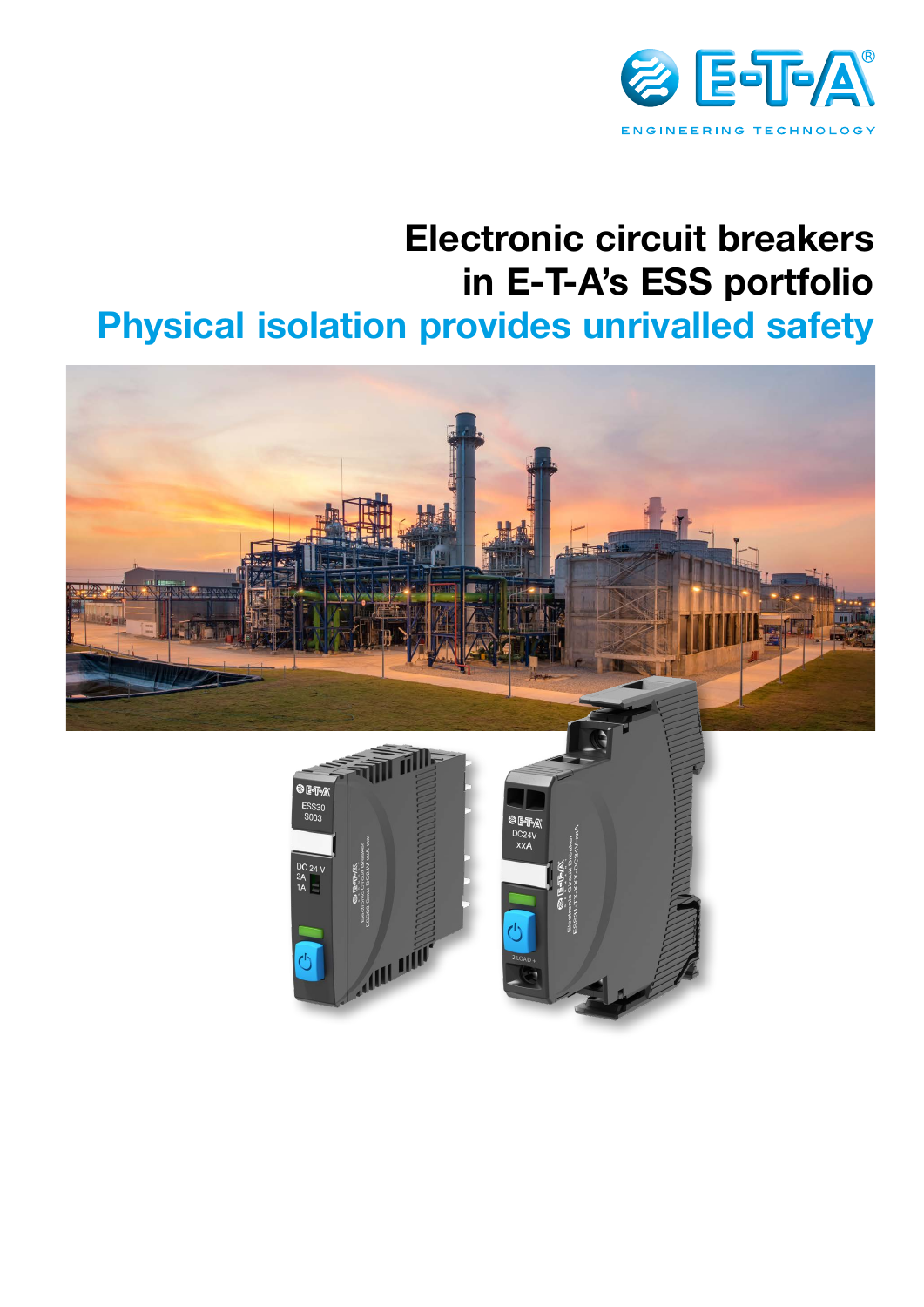# Electronic circuit breakers in E-T-A's ESS portfolio

## Physical isolation provides unrivalled safety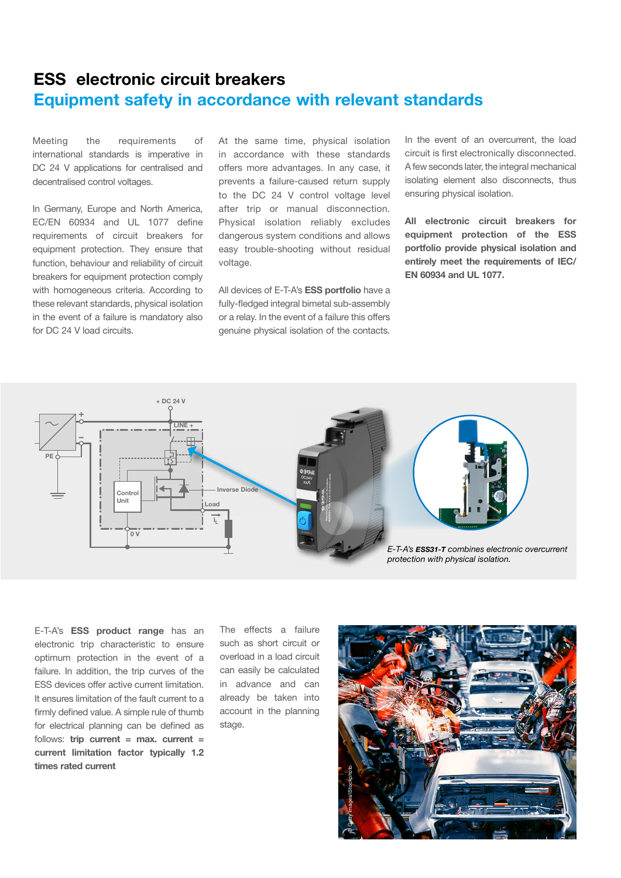# ESS electronic circuit breakers

## Equipment safety in accordance with relevant standards

Meeting the requirements of international standards is imperative in DC 24 V applications for centralised and decentralised control voltages.

In Germany, Europe and North America, EC/EN 60934 and UL 1077 define requirements of circuit breakers for equipment protection. They ensure that function, behaviour and reliability of circuit breakers for equipment protection comply with homogeneous criteria. According to these relevant standards, physical isolation in the event of a failure is mandatory also for DC 24 V load circuits.

At the same time, physical isolation in accordance with these standards offers more advantages. In any case, it prevents a failure-caused return supply to the DC 24 V control voltage level after trip or manual disconnection. Physical isolation reliably excludes dangerous system conditions and allows easy trouble-shooting without residual voltage.

All devices of E-T-A's **ESS portfolio** have a fully-fledged integral bimetal sub-assembly or a relay. In the event of a failure this offers genuine physical isolation of the contacts.

In the event of an overcurrent, the load circuit is first electronically disconnected. A few seconds later, the integral mechanical isolating element also disconnects, thus ensuring physical isolation.

**All electronic circuit breakers for equipment protection of the ESS portfolio provide physical isolation and entirely meet the requirements of IEC/EN 60934 and UL 1077.**

*E-T-A's **ESS31-T** combines electronic overcurrent protection with physical isolation.*

E-T-A's **ESS product range** has an electronic trip characteristic to ensure optimum protection in the event of a failure. In addition, the trip curves of the ESS devices offer active current limitation. It ensures limitation of the fault current to a firmly defined value. A simple rule of thumb for electrical planning can be defined as follows: **trip current = max. current = current limitation factor typically 1.2 times rated current**

The effects a failure such as short circuit or overload in a load circuit can easily be calculated in advance and can already be taken into account in the planning stage.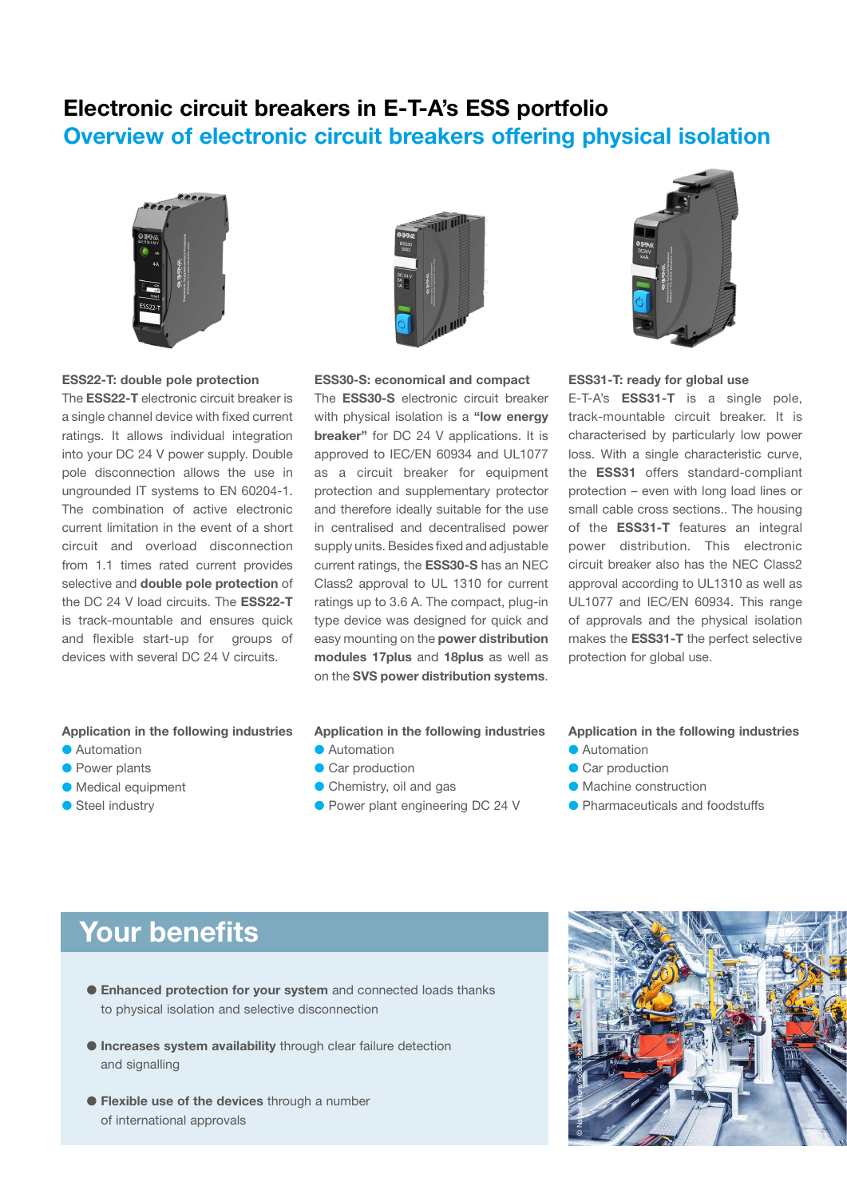# Electronic circuit breakers in E-T-A's ESS portfolio

## Overview of electronic circuit breakers offering physical isolation

### ESS22-T: double pole protection

The **ESS22-T** electronic circuit breaker is a single channel device with fixed current ratings. It allows individual integration into your DC 24 V power supply. Double pole disconnection allows the use in ungrounded IT systems to EN 60204-1. The combination of active electronic current limitation in the event of a short circuit and overload disconnection from 1.1 times rated current provides selective and **double pole protection** of the DC 24 V load circuits. The **ESS22-T** is track-mountable and ensures quick and flexible start-up for groups of devices with several DC 24 V circuits.

**Application in the following industries**

- Automation
- Power plants
- Medical equipment
- Steel industry

### ESS30-S: economical and compact

The **ESS30-S** electronic circuit breaker with physical isolation is a **"low energy breaker"** for DC 24 V applications. It is approved to IEC/EN 60934 and UL1077 as a circuit breaker for equipment protection and supplementary protector and therefore ideally suitable for the use in centralised and decentralised power supply units. Besides fixed and adjustable current ratings, the **ESS30-S** has an NEC Class2 approval to UL 1310 for current ratings up to 3.6 A. The compact, plug-in type device was designed for quick and easy mounting on the **power distribution modules 17plus** and **18plus** as well as on the **SVS power distribution systems**.

**Application in the following industries**

- Automation
- Car production
- Chemistry, oil and gas
- Power plant engineering DC 24 V

### ESS31-T: ready for global use

E-T-A's **ESS31-T** is a single pole, track-mountable circuit breaker. It is characterised by particularly low power loss. With a single characteristic curve, the **ESS31** offers standard-compliant protection – even with long load lines or small cable cross sections.. The housing of the **ESS31-T** features an integral power distribution. This electronic circuit breaker also has the NEC Class2 approval according to UL1310 as well as UL1077 and IEC/EN 60934. This range of approvals and the physical isolation makes the **ESS31-T** the perfect selective protection for global use.

**Application in the following industries**

- Automation
- Car production
- Machine construction
- Pharmaceuticals and foodstuffs

## Your benefits

- **Enhanced protection for your system** and connected loads thanks to physical isolation and selective disconnection
- **Increases system availability** through clear failure detection and signalling
- **Flexible use of the devices** through a number of international approvals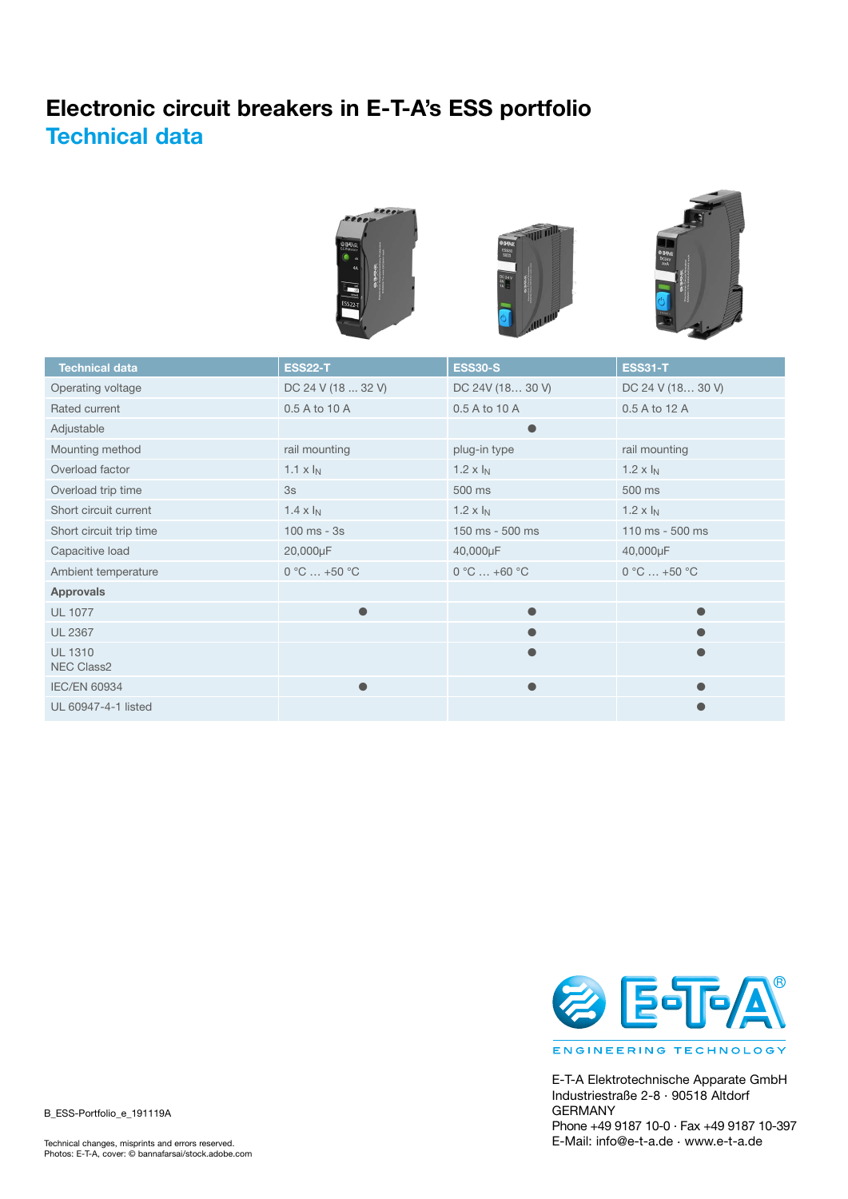# Electronic circuit breakers in E-T-A's ESS portfolio

## Technical data

| Technical data | ESS22-T | ESS30-S | ESS31-T |
|---|---|---|---|
| Operating voltage | DC 24 V (18 ... 32 V) | DC 24V (18… 30 V) | DC 24 V (18… 30 V) |
| Rated current | 0.5 A to 10 A | 0.5 A to 10 A | 0.5 A to 12 A |
| Adjustable | | ● | |
| Mounting method | rail mounting | plug-in type | rail mounting |
| Overload factor | 1.1 x $I_N$ | 1.2 x $I_N$ | 1.2 x $I_N$ |
| Overload trip time | 3s | 500 ms | 500 ms |
| Short circuit current | 1.4 x $I_N$ | 1.2 x $I_N$ | 1.2 x $I_N$ |
| Short circuit trip time | 100 ms - 3s | 150 ms - 500 ms | 110 ms - 500 ms |
| Capacitive load | 20,000µF | 40,000µF | 40,000µF |
| Ambient temperature | 0 °C … +50 °C | 0 °C … +60 °C | 0 °C … +50 °C |
| **Approvals** | | | |
| UL 1077 | ● | ● | ● |
| UL 2367 | | ● | ● |
| UL 1310<br>NEC Class2 | | ● | ● |
| IEC/EN 60934 | ● | ● | ● |
| UL 60947-4-1 listed | | | ● |

E-T-A ENGINEERING TECHNOLOGY

E-T-A Elektrotechnische Apparate GmbH
Industriestraße 2-8 · 90518 Altdorf
GERMANY
Phone +49 9187 10-0 · Fax +49 9187 10-397
E-Mail: info@e-t-a.de · www.e-t-a.de

B_ESS-Portfolio_e_191119A

Technical changes, misprints and errors reserved.
Photos: E-T-A, cover: © bannafarsai/stock.adobe.com